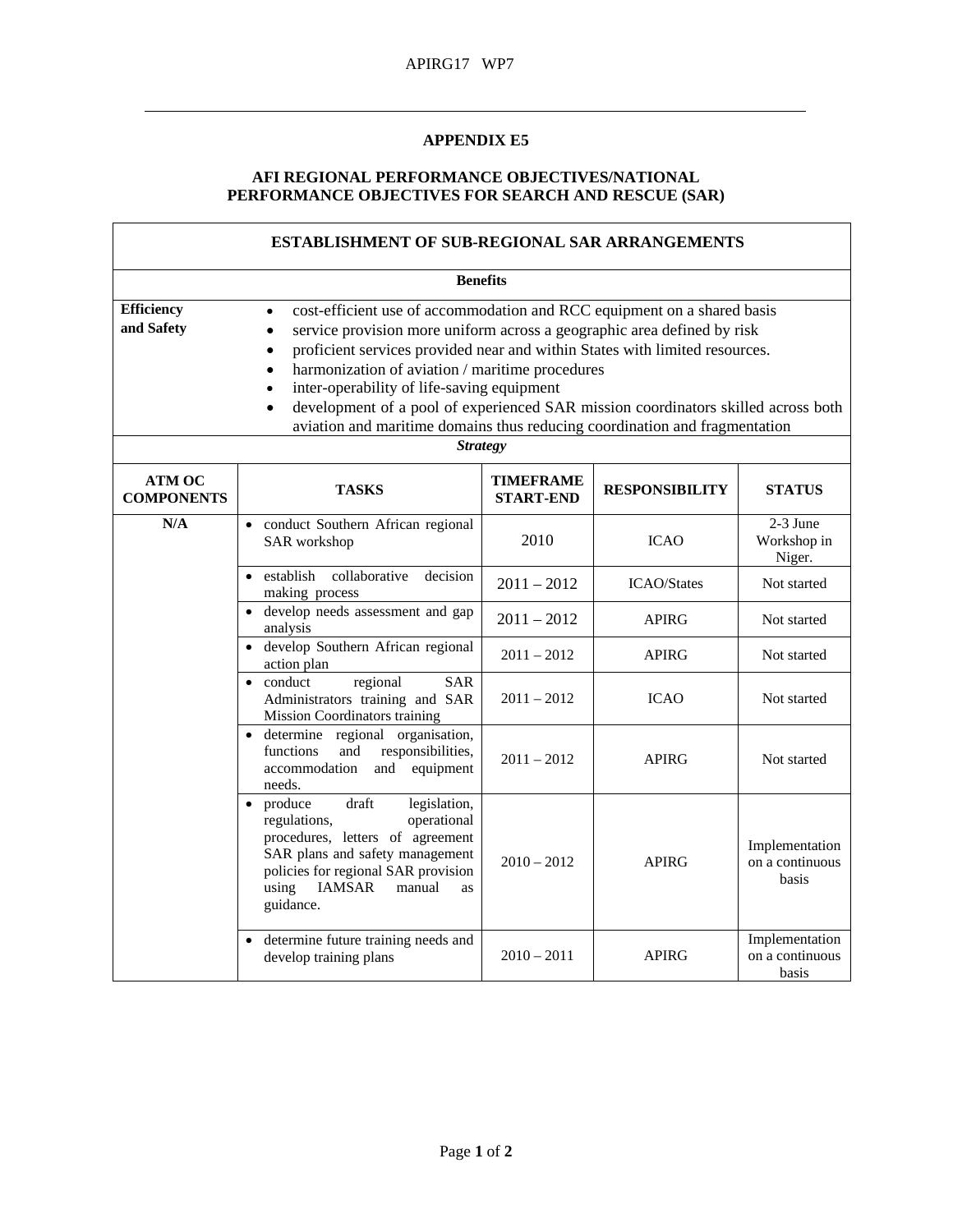## APPENDIX E5

### AFI REGIONAL PERFORMANCE OBJECTIVES/NATIONAL PERFORMANCE OBJECTIVES FOR SEARCH AND RESCUE (SAR)

| ESTABLISHMENT OF SUB-REGIONAL SAR ARRANGEMENTS | | | | |
|---|---|---|---|---|
| **Benefits** | | | | |
| **Efficiency and Safety** | • cost-efficient use of accommodation and RCC equipment on a shared basis<br>• service provision more uniform across a geographic area defined by risk<br>• proficient services provided near and within States with limited resources.<br>• harmonization of aviation / maritime procedures<br>• inter-operability of life-saving equipment<br>• development of a pool of experienced SAR mission coordinators skilled across both aviation and maritime domains thus reducing coordination and fragmentation | | | |
| ***Strategy*** | | | | |
| **ATM OC COMPONENTS** | **TASKS** | **TIMEFRAME START-END** | **RESPONSIBILITY** | **STATUS** |
| **N/A** | • conduct Southern African regional SAR workshop | 2010 | ICAO | 2-3 June Workshop in Niger. |
| | • establish collaborative decision making process | 2011 – 2012 | ICAO/States | Not started |
| | • develop needs assessment and gap analysis | 2011 – 2012 | APIRG | Not started |
| | • develop Southern African regional action plan | 2011 – 2012 | APIRG | Not started |
| | • conduct regional SAR Administrators training and SAR Mission Coordinators training | 2011 – 2012 | ICAO | Not started |
| | • determine regional organisation, functions and responsibilities, accommodation and equipment needs. | 2011 – 2012 | APIRG | Not started |
| | • produce draft legislation, regulations, operational procedures, letters of agreement SAR plans and safety management policies for regional SAR provision using IAMSAR manual as guidance. | 2010 – 2012 | APIRG | Implementation on a continuous basis |
| | • determine future training needs and develop training plans | 2010 – 2011 | APIRG | Implementation on a continuous basis |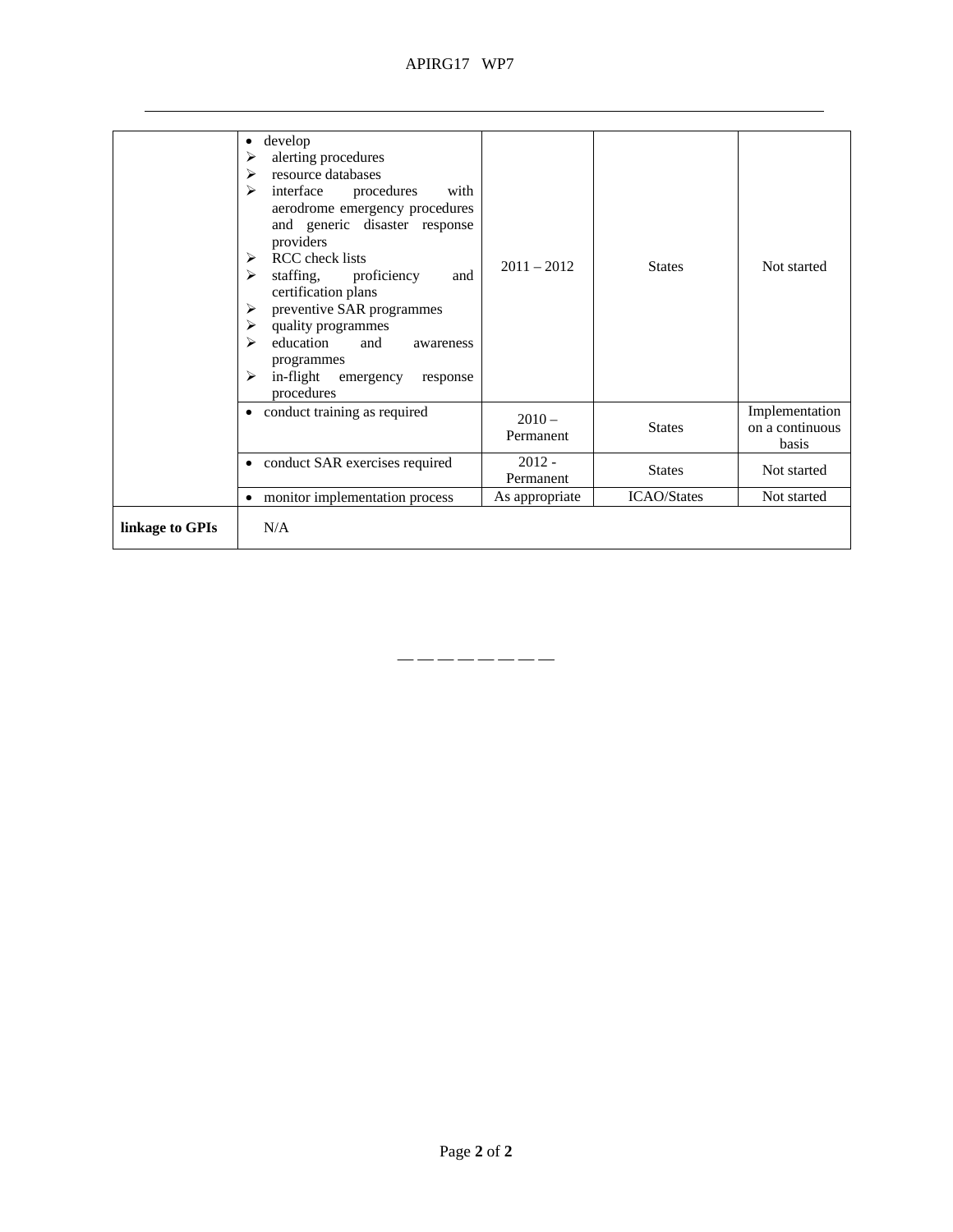| | | | | |
|---|---|---|---|---|
| | • develop<br>➢ alerting procedures<br>➢ resource databases<br>➢ interface procedures with aerodrome emergency procedures and generic disaster response providers<br>➢ RCC check lists<br>➢ staffing, proficiency and certification plans<br>➢ preventive SAR programmes<br>➢ quality programmes<br>➢ education and awareness programmes<br>➢ in-flight emergency response procedures | 2011 – 2012 | States | Not started |
| | • conduct training as required | 2010 – Permanent | States | Implementation on a continuous basis |
| | • conduct SAR exercises required | 2012 - Permanent | States | Not started |
| | • monitor implementation process | As appropriate | ICAO/States | Not started |
| **linkage to GPIs** | N/A | | | |

— — — — — — — —